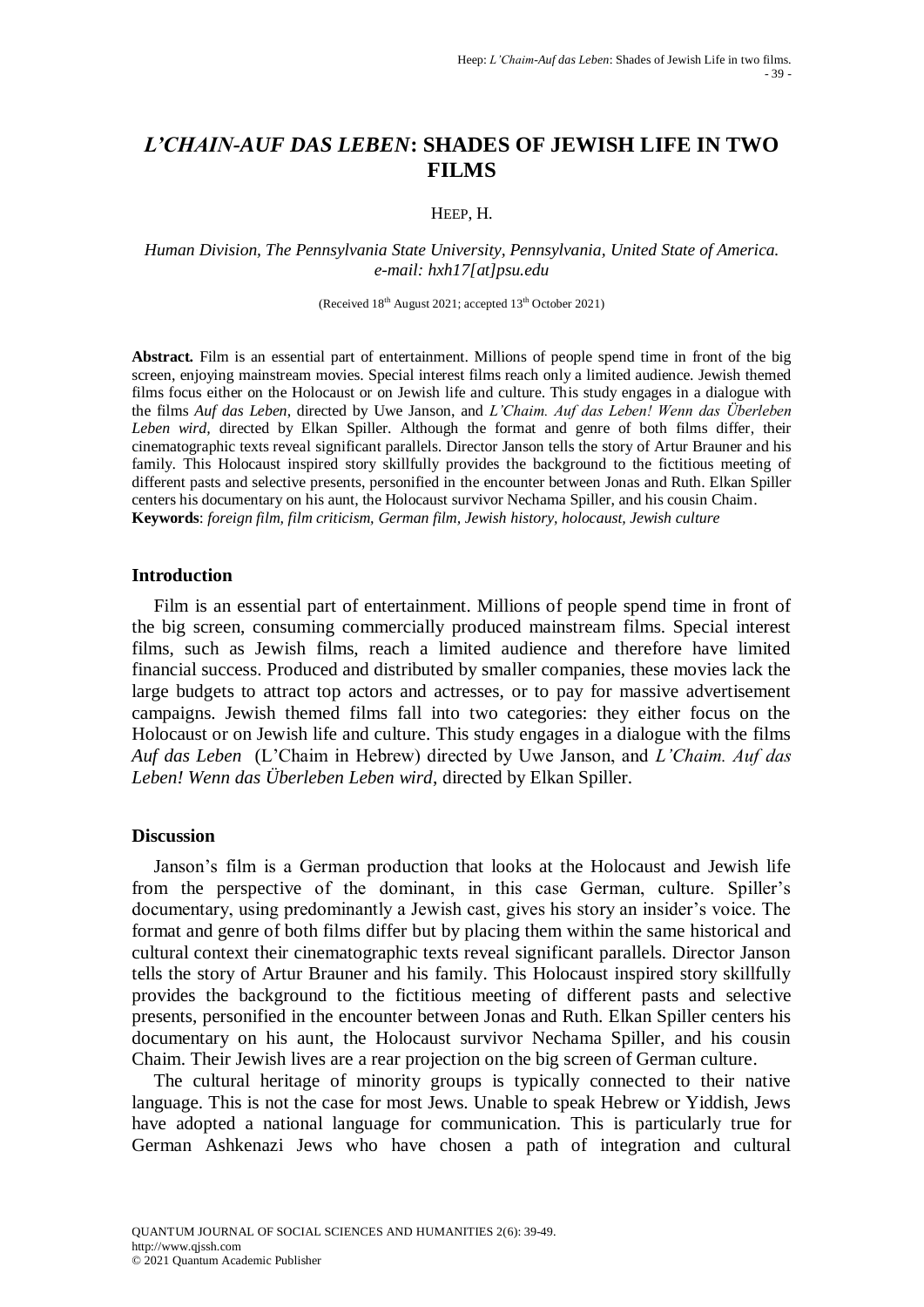# *L'CHAIN-AUF DAS LEBEN*: SHADES OF JEWISH LIFE IN TWO FILMS

HEEP, H.

*Human Division, The Pennsylvania State University, Pennsylvania, United State of America.*
*e-mail: hxh17[at]psu.edu*

(Received 18th August 2021; accepted 13th October 2021)

**Abstract.** Film is an essential part of entertainment. Millions of people spend time in front of the big screen, enjoying mainstream movies. Special interest films reach only a limited audience. Jewish themed films focus either on the Holocaust or on Jewish life and culture. This study engages in a dialogue with the films *Auf das Leben*, directed by Uwe Janson, and *L'Chaim. Auf das Leben! Wenn das Überleben Leben wird,* directed by Elkan Spiller. Although the format and genre of both films differ, their cinematographic texts reveal significant parallels. Director Janson tells the story of Artur Brauner and his family. This Holocaust inspired story skillfully provides the background to the fictitious meeting of different pasts and selective presents, personified in the encounter between Jonas and Ruth. Elkan Spiller centers his documentary on his aunt, the Holocaust survivor Nechama Spiller, and his cousin Chaim.
**Keywords**: *foreign film, film criticism, German film, Jewish history, holocaust, Jewish culture*

## Introduction

Film is an essential part of entertainment. Millions of people spend time in front of the big screen, consuming commercially produced mainstream films. Special interest films, such as Jewish films, reach a limited audience and therefore have limited financial success. Produced and distributed by smaller companies, these movies lack the large budgets to attract top actors and actresses, or to pay for massive advertisement campaigns. Jewish themed films fall into two categories: they either focus on the Holocaust or on Jewish life and culture. This study engages in a dialogue with the films *Auf das Leben* (L'Chaim in Hebrew) directed by Uwe Janson, and *L'Chaim. Auf das Leben! Wenn das Überleben Leben wird*, directed by Elkan Spiller.

## Discussion

Janson's film is a German production that looks at the Holocaust and Jewish life from the perspective of the dominant, in this case German, culture. Spiller's documentary, using predominantly a Jewish cast, gives his story an insider's voice. The format and genre of both films differ but by placing them within the same historical and cultural context their cinematographic texts reveal significant parallels. Director Janson tells the story of Artur Brauner and his family. This Holocaust inspired story skillfully provides the background to the fictitious meeting of different pasts and selective presents, personified in the encounter between Jonas and Ruth. Elkan Spiller centers his documentary on his aunt, the Holocaust survivor Nechama Spiller, and his cousin Chaim. Their Jewish lives are a rear projection on the big screen of German culture.

The cultural heritage of minority groups is typically connected to their native language. This is not the case for most Jews. Unable to speak Hebrew or Yiddish, Jews have adopted a national language for communication. This is particularly true for German Ashkenazi Jews who have chosen a path of integration and cultural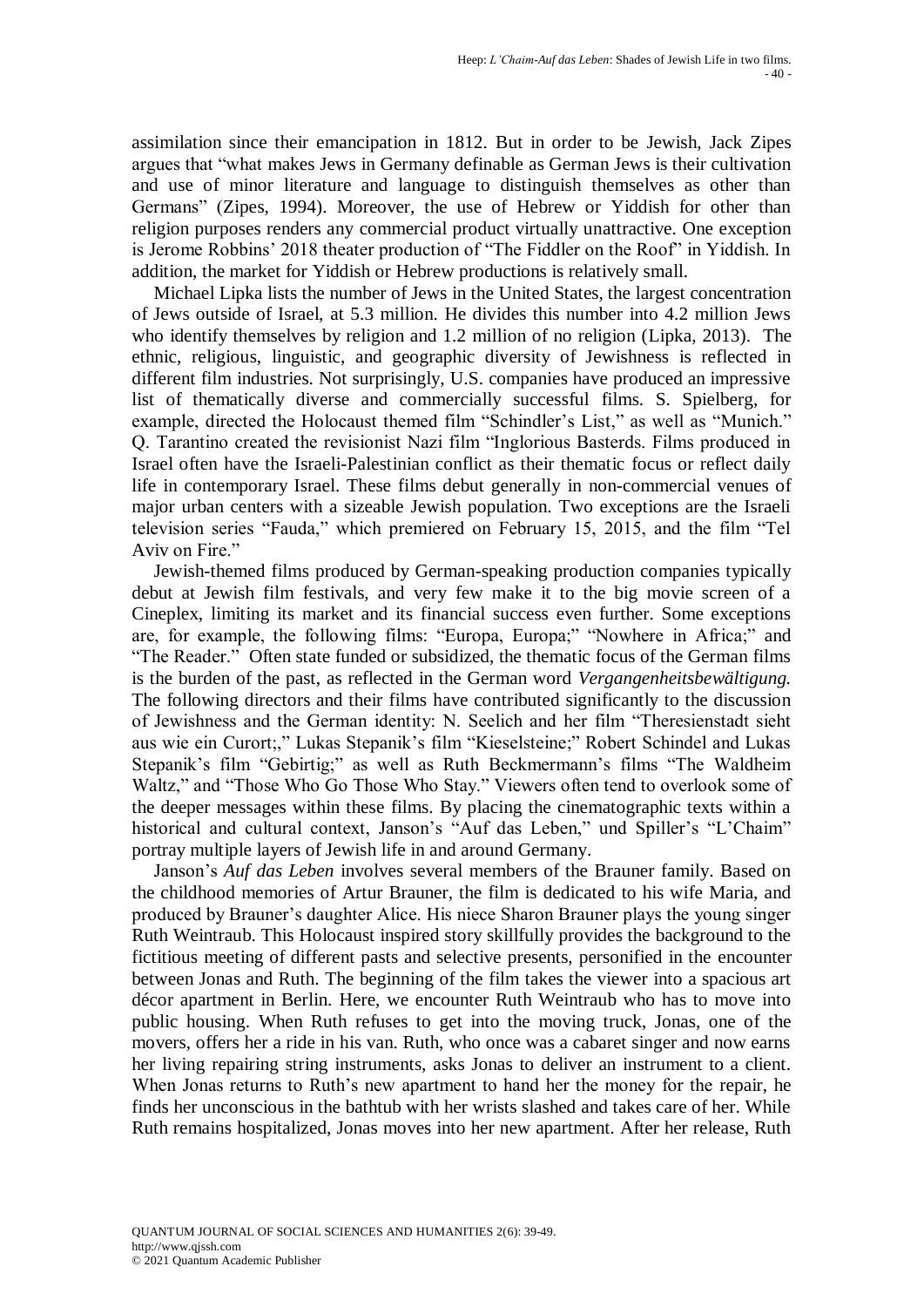assimilation since their emancipation in 1812. But in order to be Jewish, Jack Zipes argues that "what makes Jews in Germany definable as German Jews is their cultivation and use of minor literature and language to distinguish themselves as other than Germans" (Zipes, 1994). Moreover, the use of Hebrew or Yiddish for other than religion purposes renders any commercial product virtually unattractive. One exception is Jerome Robbins' 2018 theater production of "The Fiddler on the Roof" in Yiddish. In addition, the market for Yiddish or Hebrew productions is relatively small.

Michael Lipka lists the number of Jews in the United States, the largest concentration of Jews outside of Israel, at 5.3 million. He divides this number into 4.2 million Jews who identify themselves by religion and 1.2 million of no religion (Lipka, 2013). The ethnic, religious, linguistic, and geographic diversity of Jewishness is reflected in different film industries. Not surprisingly, U.S. companies have produced an impressive list of thematically diverse and commercially successful films. S. Spielberg, for example, directed the Holocaust themed film "Schindler's List," as well as "Munich." Q. Tarantino created the revisionist Nazi film "Inglorious Basterds. Films produced in Israel often have the Israeli-Palestinian conflict as their thematic focus or reflect daily life in contemporary Israel. These films debut generally in non-commercial venues of major urban centers with a sizeable Jewish population. Two exceptions are the Israeli television series "Fauda," which premiered on February 15, 2015, and the film "Tel Aviv on Fire."

Jewish-themed films produced by German-speaking production companies typically debut at Jewish film festivals, and very few make it to the big movie screen of a Cineplex, limiting its market and its financial success even further. Some exceptions are, for example, the following films: "Europa, Europa;" "Nowhere in Africa;" and "The Reader." Often state funded or subsidized, the thematic focus of the German films is the burden of the past, as reflected in the German word *Vergangenheitsbewältigung.* The following directors and their films have contributed significantly to the discussion of Jewishness and the German identity: N. Seelich and her film "Theresienstadt sieht aus wie ein Curort;," Lukas Stepanik's film "Kieselsteine;" Robert Schindel and Lukas Stepanik's film "Gebirtig;" as well as Ruth Beckmermann's films "The Waldheim Waltz," and "Those Who Go Those Who Stay." Viewers often tend to overlook some of the deeper messages within these films. By placing the cinematographic texts within a historical and cultural context, Janson's "Auf das Leben," und Spiller's "L'Chaim" portray multiple layers of Jewish life in and around Germany.

Janson's *Auf das Leben* involves several members of the Brauner family. Based on the childhood memories of Artur Brauner, the film is dedicated to his wife Maria, and produced by Brauner's daughter Alice. His niece Sharon Brauner plays the young singer Ruth Weintraub. This Holocaust inspired story skillfully provides the background to the fictitious meeting of different pasts and selective presents, personified in the encounter between Jonas and Ruth. The beginning of the film takes the viewer into a spacious art décor apartment in Berlin. Here, we encounter Ruth Weintraub who has to move into public housing. When Ruth refuses to get into the moving truck, Jonas, one of the movers, offers her a ride in his van. Ruth, who once was a cabaret singer and now earns her living repairing string instruments, asks Jonas to deliver an instrument to a client. When Jonas returns to Ruth's new apartment to hand her the money for the repair, he finds her unconscious in the bathtub with her wrists slashed and takes care of her. While Ruth remains hospitalized, Jonas moves into her new apartment. After her release, Ruth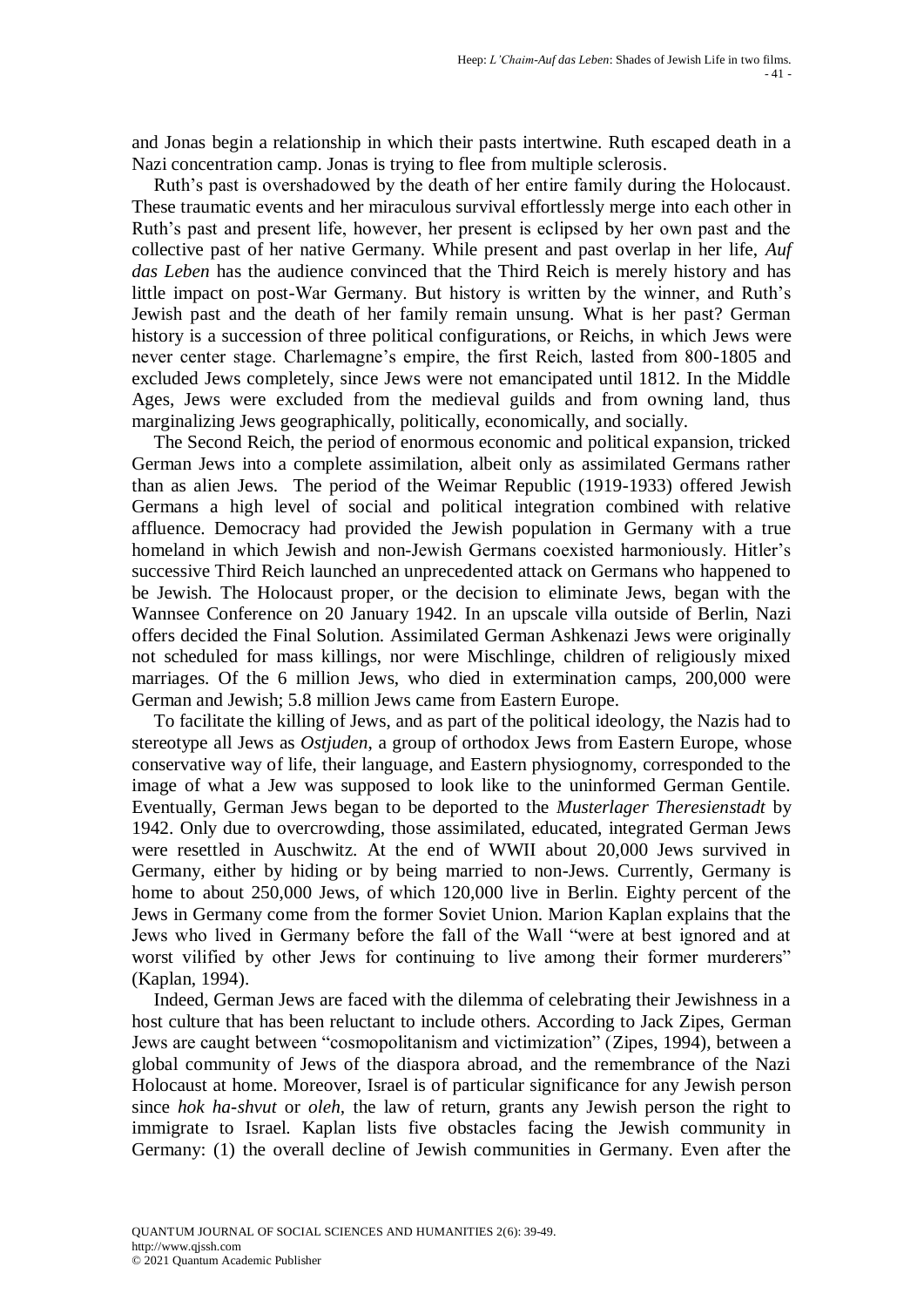and Jonas begin a relationship in which their pasts intertwine. Ruth escaped death in a Nazi concentration camp. Jonas is trying to flee from multiple sclerosis.

Ruth's past is overshadowed by the death of her entire family during the Holocaust. These traumatic events and her miraculous survival effortlessly merge into each other in Ruth's past and present life, however, her present is eclipsed by her own past and the collective past of her native Germany. While present and past overlap in her life, *Auf das Leben* has the audience convinced that the Third Reich is merely history and has little impact on post-War Germany. But history is written by the winner, and Ruth's Jewish past and the death of her family remain unsung. What is her past? German history is a succession of three political configurations, or Reichs, in which Jews were never center stage. Charlemagne's empire, the first Reich, lasted from 800-1805 and excluded Jews completely, since Jews were not emancipated until 1812. In the Middle Ages, Jews were excluded from the medieval guilds and from owning land, thus marginalizing Jews geographically, politically, economically, and socially.

The Second Reich, the period of enormous economic and political expansion, tricked German Jews into a complete assimilation, albeit only as assimilated Germans rather than as alien Jews. The period of the Weimar Republic (1919-1933) offered Jewish Germans a high level of social and political integration combined with relative affluence. Democracy had provided the Jewish population in Germany with a true homeland in which Jewish and non-Jewish Germans coexisted harmoniously. Hitler's successive Third Reich launched an unprecedented attack on Germans who happened to be Jewish. The Holocaust proper, or the decision to eliminate Jews, began with the Wannsee Conference on 20 January 1942. In an upscale villa outside of Berlin, Nazi offers decided the Final Solution. Assimilated German Ashkenazi Jews were originally not scheduled for mass killings, nor were Mischlinge, children of religiously mixed marriages. Of the 6 million Jews, who died in extermination camps, 200,000 were German and Jewish; 5.8 million Jews came from Eastern Europe.

To facilitate the killing of Jews, and as part of the political ideology, the Nazis had to stereotype all Jews as *Ostjuden*, a group of orthodox Jews from Eastern Europe, whose conservative way of life, their language, and Eastern physiognomy, corresponded to the image of what a Jew was supposed to look like to the uninformed German Gentile. Eventually, German Jews began to be deported to the *Musterlager Theresienstadt* by 1942. Only due to overcrowding, those assimilated, educated, integrated German Jews were resettled in Auschwitz. At the end of WWII about 20,000 Jews survived in Germany, either by hiding or by being married to non-Jews. Currently, Germany is home to about 250,000 Jews, of which 120,000 live in Berlin. Eighty percent of the Jews in Germany come from the former Soviet Union. Marion Kaplan explains that the Jews who lived in Germany before the fall of the Wall "were at best ignored and at worst vilified by other Jews for continuing to live among their former murderers" (Kaplan, 1994).

Indeed, German Jews are faced with the dilemma of celebrating their Jewishness in a host culture that has been reluctant to include others. According to Jack Zipes, German Jews are caught between "cosmopolitanism and victimization" (Zipes, 1994), between a global community of Jews of the diaspora abroad, and the remembrance of the Nazi Holocaust at home. Moreover, Israel is of particular significance for any Jewish person since *hok ha-shvut* or *oleh*, the law of return, grants any Jewish person the right to immigrate to Israel. Kaplan lists five obstacles facing the Jewish community in Germany: (1) the overall decline of Jewish communities in Germany. Even after the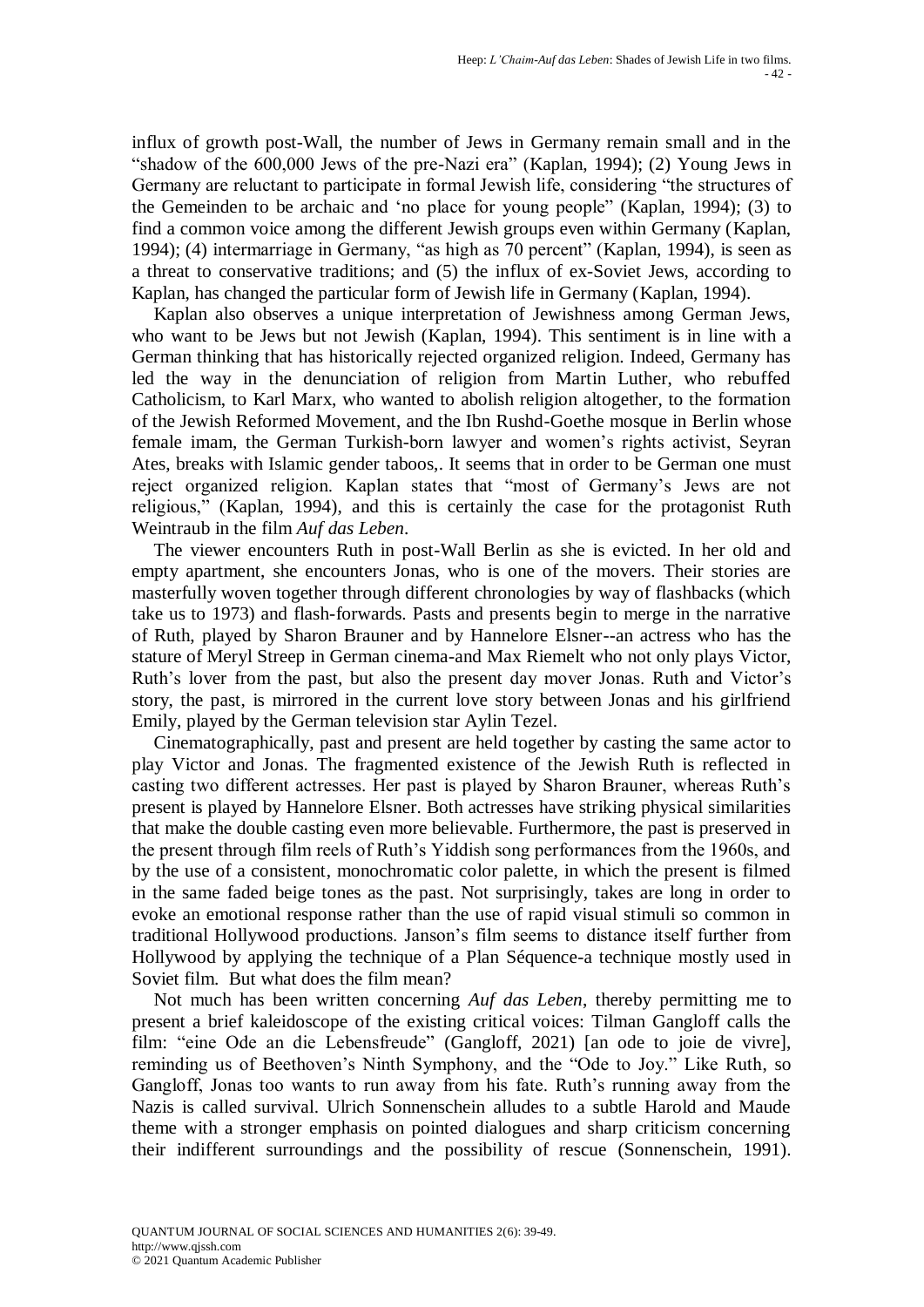influx of growth post-Wall, the number of Jews in Germany remain small and in the "shadow of the 600,000 Jews of the pre-Nazi era" (Kaplan, 1994); (2) Young Jews in Germany are reluctant to participate in formal Jewish life, considering "the structures of the Gemeinden to be archaic and 'no place for young people" (Kaplan, 1994); (3) to find a common voice among the different Jewish groups even within Germany (Kaplan, 1994); (4) intermarriage in Germany, "as high as 70 percent" (Kaplan, 1994), is seen as a threat to conservative traditions; and (5) the influx of ex-Soviet Jews, according to Kaplan, has changed the particular form of Jewish life in Germany (Kaplan, 1994).

Kaplan also observes a unique interpretation of Jewishness among German Jews, who want to be Jews but not Jewish (Kaplan, 1994). This sentiment is in line with a German thinking that has historically rejected organized religion. Indeed, Germany has led the way in the denunciation of religion from Martin Luther, who rebuffed Catholicism, to Karl Marx, who wanted to abolish religion altogether, to the formation of the Jewish Reformed Movement, and the Ibn Rushd-Goethe mosque in Berlin whose female imam, the German Turkish-born lawyer and women's rights activist, Seyran Ates, breaks with Islamic gender taboos,. It seems that in order to be German one must reject organized religion. Kaplan states that "most of Germany's Jews are not religious," (Kaplan, 1994), and this is certainly the case for the protagonist Ruth Weintraub in the film *Auf das Leben*.

The viewer encounters Ruth in post-Wall Berlin as she is evicted. In her old and empty apartment, she encounters Jonas, who is one of the movers. Their stories are masterfully woven together through different chronologies by way of flashbacks (which take us to 1973) and flash-forwards. Pasts and presents begin to merge in the narrative of Ruth, played by Sharon Brauner and by Hannelore Elsner--an actress who has the stature of Meryl Streep in German cinema-and Max Riemelt who not only plays Victor, Ruth's lover from the past, but also the present day mover Jonas. Ruth and Victor's story, the past, is mirrored in the current love story between Jonas and his girlfriend Emily, played by the German television star Aylin Tezel.

Cinematographically, past and present are held together by casting the same actor to play Victor and Jonas. The fragmented existence of the Jewish Ruth is reflected in casting two different actresses. Her past is played by Sharon Brauner, whereas Ruth's present is played by Hannelore Elsner. Both actresses have striking physical similarities that make the double casting even more believable. Furthermore, the past is preserved in the present through film reels of Ruth's Yiddish song performances from the 1960s, and by the use of a consistent, monochromatic color palette, in which the present is filmed in the same faded beige tones as the past. Not surprisingly, takes are long in order to evoke an emotional response rather than the use of rapid visual stimuli so common in traditional Hollywood productions. Janson's film seems to distance itself further from Hollywood by applying the technique of a Plan Séquence-a technique mostly used in Soviet film. But what does the film mean?

Not much has been written concerning *Auf das Leben*, thereby permitting me to present a brief kaleidoscope of the existing critical voices: Tilman Gangloff calls the film: "eine Ode an die Lebensfreude" (Gangloff, 2021) [an ode to joie de vivre], reminding us of Beethoven's Ninth Symphony, and the "Ode to Joy." Like Ruth, so Gangloff, Jonas too wants to run away from his fate. Ruth's running away from the Nazis is called survival. Ulrich Sonnenschein alludes to a subtle Harold and Maude theme with a stronger emphasis on pointed dialogues and sharp criticism concerning their indifferent surroundings and the possibility of rescue (Sonnenschein, 1991).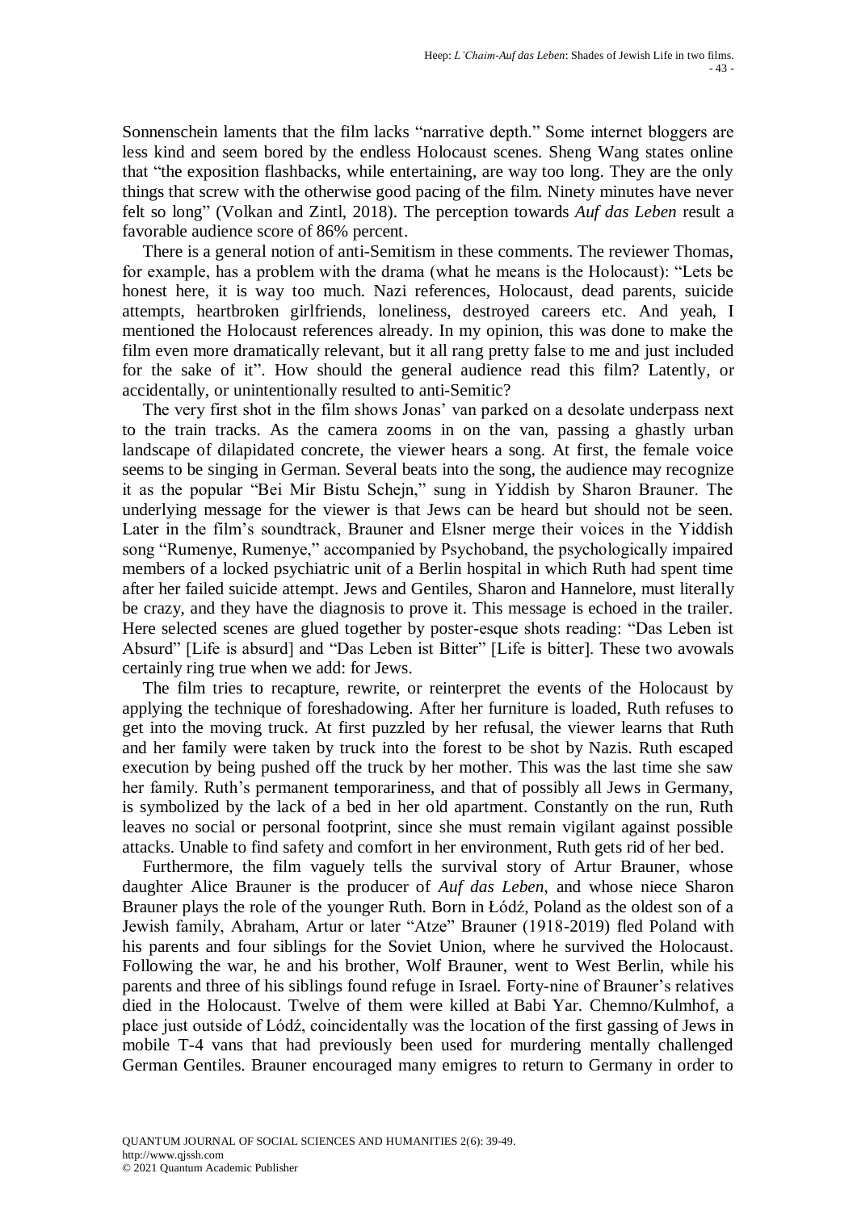Sonnenschein laments that the film lacks "narrative depth." Some internet bloggers are less kind and seem bored by the endless Holocaust scenes. Sheng Wang states online that "the exposition flashbacks, while entertaining, are way too long. They are the only things that screw with the otherwise good pacing of the film. Ninety minutes have never felt so long" (Volkan and Zintl, 2018). The perception towards *Auf das Leben* result a favorable audience score of 86% percent.

There is a general notion of anti-Semitism in these comments. The reviewer Thomas, for example, has a problem with the drama (what he means is the Holocaust): "Lets be honest here, it is way too much. Nazi references, Holocaust, dead parents, suicide attempts, heartbroken girlfriends, loneliness, destroyed careers etc. And yeah, I mentioned the Holocaust references already. In my opinion, this was done to make the film even more dramatically relevant, but it all rang pretty false to me and just included for the sake of it". How should the general audience read this film? Latently, or accidentally, or unintentionally resulted to anti-Semitic?

The very first shot in the film shows Jonas' van parked on a desolate underpass next to the train tracks. As the camera zooms in on the van, passing a ghastly urban landscape of dilapidated concrete, the viewer hears a song. At first, the female voice seems to be singing in German. Several beats into the song, the audience may recognize it as the popular "Bei Mir Bistu Schejn," sung in Yiddish by Sharon Brauner. The underlying message for the viewer is that Jews can be heard but should not be seen. Later in the film's soundtrack, Brauner and Elsner merge their voices in the Yiddish song "Rumenye, Rumenye," accompanied by Psychoband, the psychologically impaired members of a locked psychiatric unit of a Berlin hospital in which Ruth had spent time after her failed suicide attempt. Jews and Gentiles, Sharon and Hannelore, must literally be crazy, and they have the diagnosis to prove it. This message is echoed in the trailer. Here selected scenes are glued together by poster-esque shots reading: "Das Leben ist Absurd" [Life is absurd] and "Das Leben ist Bitter" [Life is bitter]. These two avowals certainly ring true when we add: for Jews.

The film tries to recapture, rewrite, or reinterpret the events of the Holocaust by applying the technique of foreshadowing. After her furniture is loaded, Ruth refuses to get into the moving truck. At first puzzled by her refusal, the viewer learns that Ruth and her family were taken by truck into the forest to be shot by Nazis. Ruth escaped execution by being pushed off the truck by her mother. This was the last time she saw her family. Ruth's permanent temporariness, and that of possibly all Jews in Germany, is symbolized by the lack of a bed in her old apartment. Constantly on the run, Ruth leaves no social or personal footprint, since she must remain vigilant against possible attacks. Unable to find safety and comfort in her environment, Ruth gets rid of her bed.

Furthermore, the film vaguely tells the survival story of Artur Brauner, whose daughter Alice Brauner is the producer of *Auf das Leben*, and whose niece Sharon Brauner plays the role of the younger Ruth. Born in Łódź, Poland as the oldest son of a Jewish family, Abraham, Artur or later "Atze" Brauner (1918-2019) fled Poland with his parents and four siblings for the Soviet Union, where he survived the Holocaust. Following the war, he and his brother, Wolf Brauner, went to West Berlin, while his parents and three of his siblings found refuge in Israel. Forty-nine of Brauner's relatives died in the Holocaust. Twelve of them were killed at Babi Yar. Chemno/Kulmhof, a place just outside of Łódź, coincidentally was the location of the first gassing of Jews in mobile T-4 vans that had previously been used for murdering mentally challenged German Gentiles. Brauner encouraged many emigres to return to Germany in order to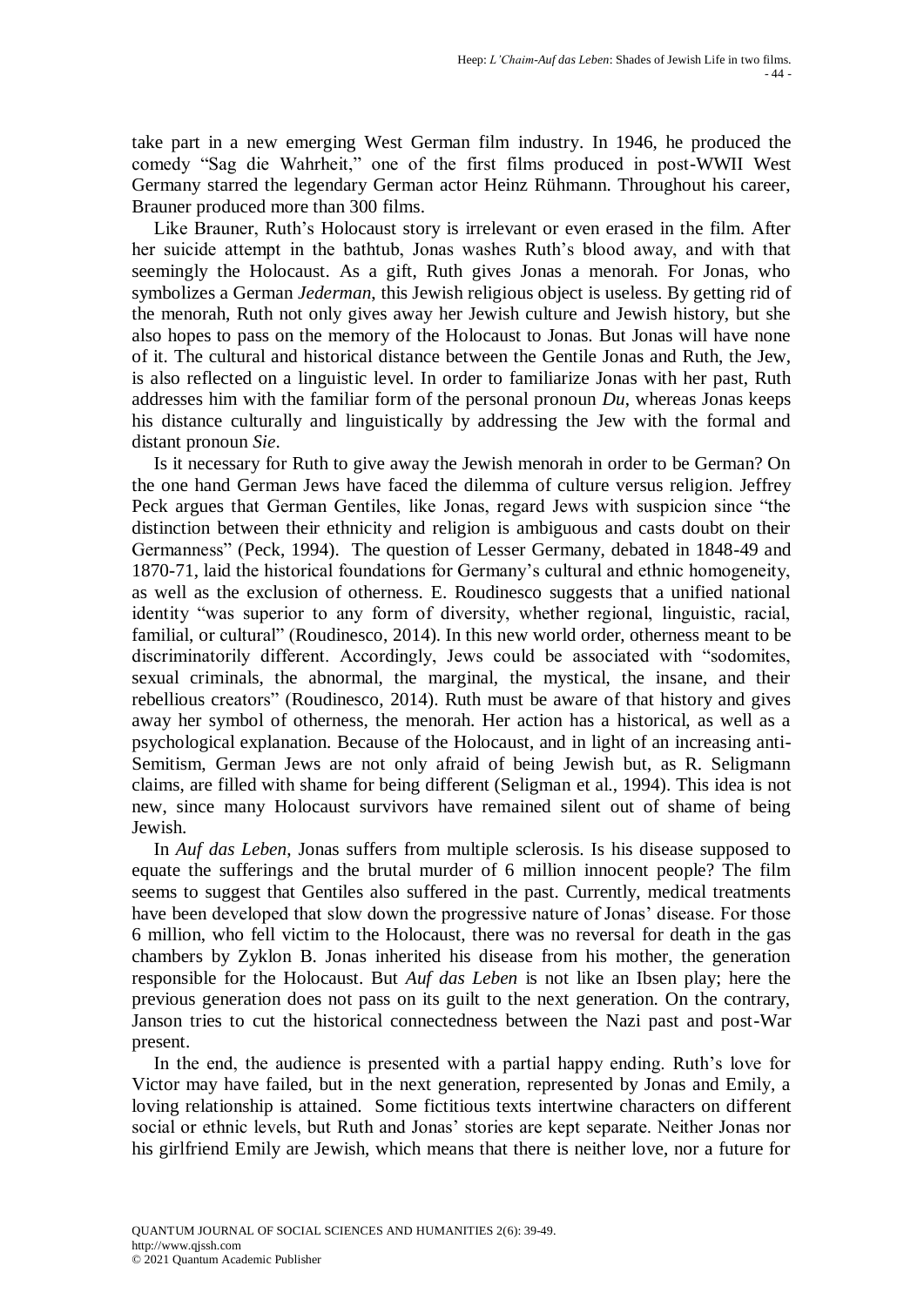take part in a new emerging West German film industry. In 1946, he produced the comedy "Sag die Wahrheit," one of the first films produced in post-WWII West Germany starred the legendary German actor Heinz Rühmann. Throughout his career, Brauner produced more than 300 films.

Like Brauner, Ruth's Holocaust story is irrelevant or even erased in the film. After her suicide attempt in the bathtub, Jonas washes Ruth's blood away, and with that seemingly the Holocaust. As a gift, Ruth gives Jonas a menorah. For Jonas, who symbolizes a German *Jederman*, this Jewish religious object is useless. By getting rid of the menorah, Ruth not only gives away her Jewish culture and Jewish history, but she also hopes to pass on the memory of the Holocaust to Jonas. But Jonas will have none of it. The cultural and historical distance between the Gentile Jonas and Ruth, the Jew, is also reflected on a linguistic level. In order to familiarize Jonas with her past, Ruth addresses him with the familiar form of the personal pronoun *Du*, whereas Jonas keeps his distance culturally and linguistically by addressing the Jew with the formal and distant pronoun *Sie*.

Is it necessary for Ruth to give away the Jewish menorah in order to be German? On the one hand German Jews have faced the dilemma of culture versus religion. Jeffrey Peck argues that German Gentiles, like Jonas, regard Jews with suspicion since "the distinction between their ethnicity and religion is ambiguous and casts doubt on their Germanness" (Peck, 1994). The question of Lesser Germany, debated in 1848-49 and 1870-71, laid the historical foundations for Germany's cultural and ethnic homogeneity, as well as the exclusion of otherness. E. Roudinesco suggests that a unified national identity "was superior to any form of diversity, whether regional, linguistic, racial, familial, or cultural" (Roudinesco, 2014). In this new world order, otherness meant to be discriminatorily different. Accordingly, Jews could be associated with "sodomites, sexual criminals, the abnormal, the marginal, the mystical, the insane, and their rebellious creators" (Roudinesco, 2014). Ruth must be aware of that history and gives away her symbol of otherness, the menorah. Her action has a historical, as well as a psychological explanation. Because of the Holocaust, and in light of an increasing anti-Semitism, German Jews are not only afraid of being Jewish but, as R. Seligmann claims, are filled with shame for being different (Seligman et al., 1994). This idea is not new, since many Holocaust survivors have remained silent out of shame of being Jewish.

In *Auf das Leben*, Jonas suffers from multiple sclerosis. Is his disease supposed to equate the sufferings and the brutal murder of 6 million innocent people? The film seems to suggest that Gentiles also suffered in the past. Currently, medical treatments have been developed that slow down the progressive nature of Jonas' disease. For those 6 million, who fell victim to the Holocaust, there was no reversal for death in the gas chambers by Zyklon B. Jonas inherited his disease from his mother, the generation responsible for the Holocaust. But *Auf das Leben* is not like an Ibsen play; here the previous generation does not pass on its guilt to the next generation. On the contrary, Janson tries to cut the historical connectedness between the Nazi past and post-War present.

In the end, the audience is presented with a partial happy ending. Ruth's love for Victor may have failed, but in the next generation, represented by Jonas and Emily, a loving relationship is attained. Some fictitious texts intertwine characters on different social or ethnic levels, but Ruth and Jonas' stories are kept separate. Neither Jonas nor his girlfriend Emily are Jewish, which means that there is neither love, nor a future for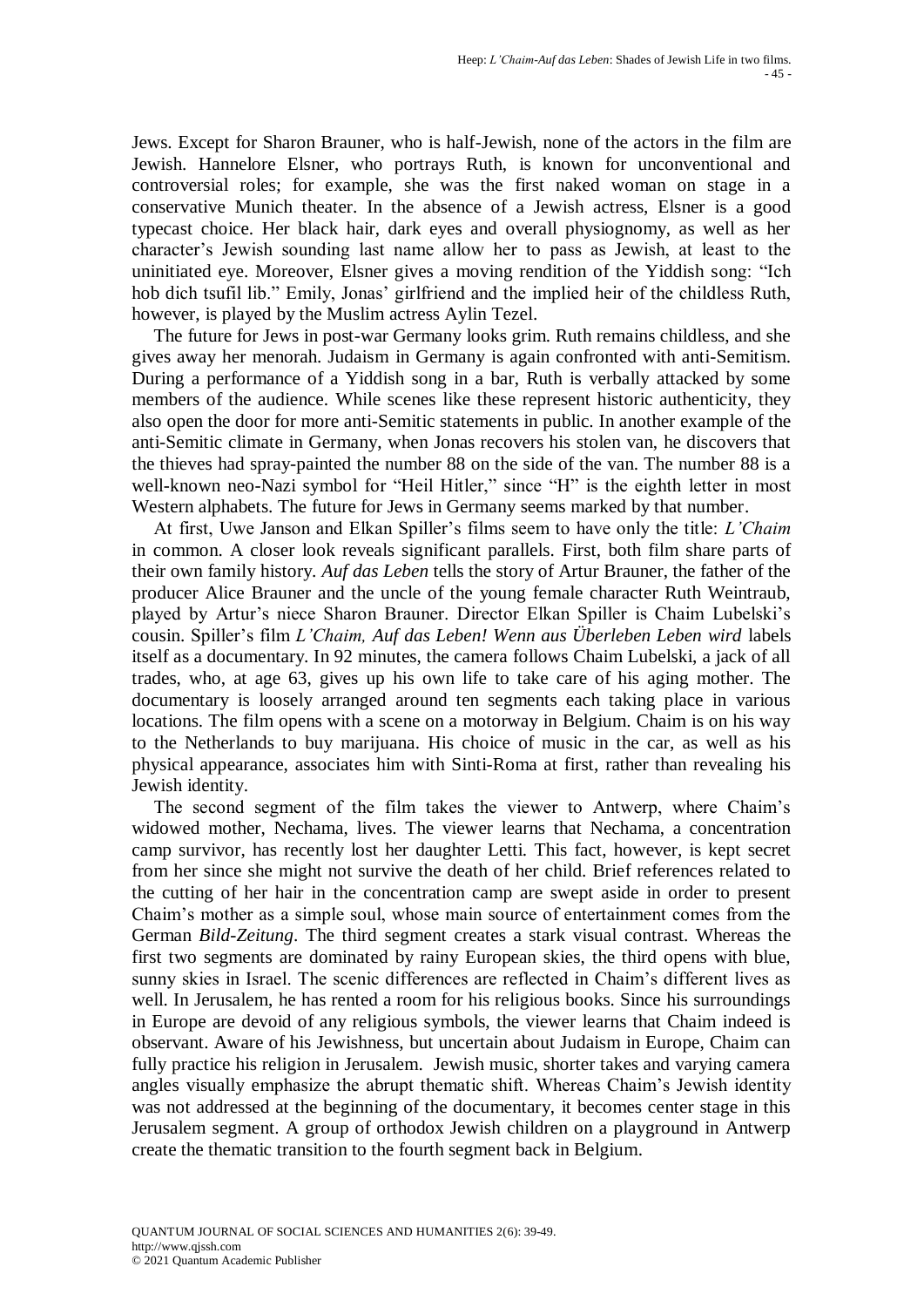Jews. Except for Sharon Brauner, who is half-Jewish, none of the actors in the film are Jewish. Hannelore Elsner, who portrays Ruth, is known for unconventional and controversial roles; for example, she was the first naked woman on stage in a conservative Munich theater. In the absence of a Jewish actress, Elsner is a good typecast choice. Her black hair, dark eyes and overall physiognomy, as well as her character's Jewish sounding last name allow her to pass as Jewish, at least to the uninitiated eye. Moreover, Elsner gives a moving rendition of the Yiddish song: "Ich hob dich tsufil lib." Emily, Jonas' girlfriend and the implied heir of the childless Ruth, however, is played by the Muslim actress Aylin Tezel.

The future for Jews in post-war Germany looks grim. Ruth remains childless, and she gives away her menorah. Judaism in Germany is again confronted with anti-Semitism. During a performance of a Yiddish song in a bar, Ruth is verbally attacked by some members of the audience. While scenes like these represent historic authenticity, they also open the door for more anti-Semitic statements in public. In another example of the anti-Semitic climate in Germany, when Jonas recovers his stolen van, he discovers that the thieves had spray-painted the number 88 on the side of the van. The number 88 is a well-known neo-Nazi symbol for "Heil Hitler," since "H" is the eighth letter in most Western alphabets. The future for Jews in Germany seems marked by that number.

At first, Uwe Janson and Elkan Spiller's films seem to have only the title: *L'Chaim* in common. A closer look reveals significant parallels. First, both film share parts of their own family history. *Auf das Leben* tells the story of Artur Brauner, the father of the producer Alice Brauner and the uncle of the young female character Ruth Weintraub, played by Artur's niece Sharon Brauner. Director Elkan Spiller is Chaim Lubelski's cousin. Spiller's film *L'Chaim, Auf das Leben! Wenn aus Überleben Leben wird* labels itself as a documentary. In 92 minutes, the camera follows Chaim Lubelski, a jack of all trades, who, at age 63, gives up his own life to take care of his aging mother. The documentary is loosely arranged around ten segments each taking place in various locations. The film opens with a scene on a motorway in Belgium. Chaim is on his way to the Netherlands to buy marijuana. His choice of music in the car, as well as his physical appearance, associates him with Sinti-Roma at first, rather than revealing his Jewish identity.

The second segment of the film takes the viewer to Antwerp, where Chaim's widowed mother, Nechama, lives. The viewer learns that Nechama, a concentration camp survivor, has recently lost her daughter Letti. This fact, however, is kept secret from her since she might not survive the death of her child. Brief references related to the cutting of her hair in the concentration camp are swept aside in order to present Chaim's mother as a simple soul, whose main source of entertainment comes from the German *Bild-Zeitung*. The third segment creates a stark visual contrast. Whereas the first two segments are dominated by rainy European skies, the third opens with blue, sunny skies in Israel. The scenic differences are reflected in Chaim's different lives as well. In Jerusalem, he has rented a room for his religious books. Since his surroundings in Europe are devoid of any religious symbols, the viewer learns that Chaim indeed is observant. Aware of his Jewishness, but uncertain about Judaism in Europe, Chaim can fully practice his religion in Jerusalem. Jewish music, shorter takes and varying camera angles visually emphasize the abrupt thematic shift. Whereas Chaim's Jewish identity was not addressed at the beginning of the documentary, it becomes center stage in this Jerusalem segment. A group of orthodox Jewish children on a playground in Antwerp create the thematic transition to the fourth segment back in Belgium.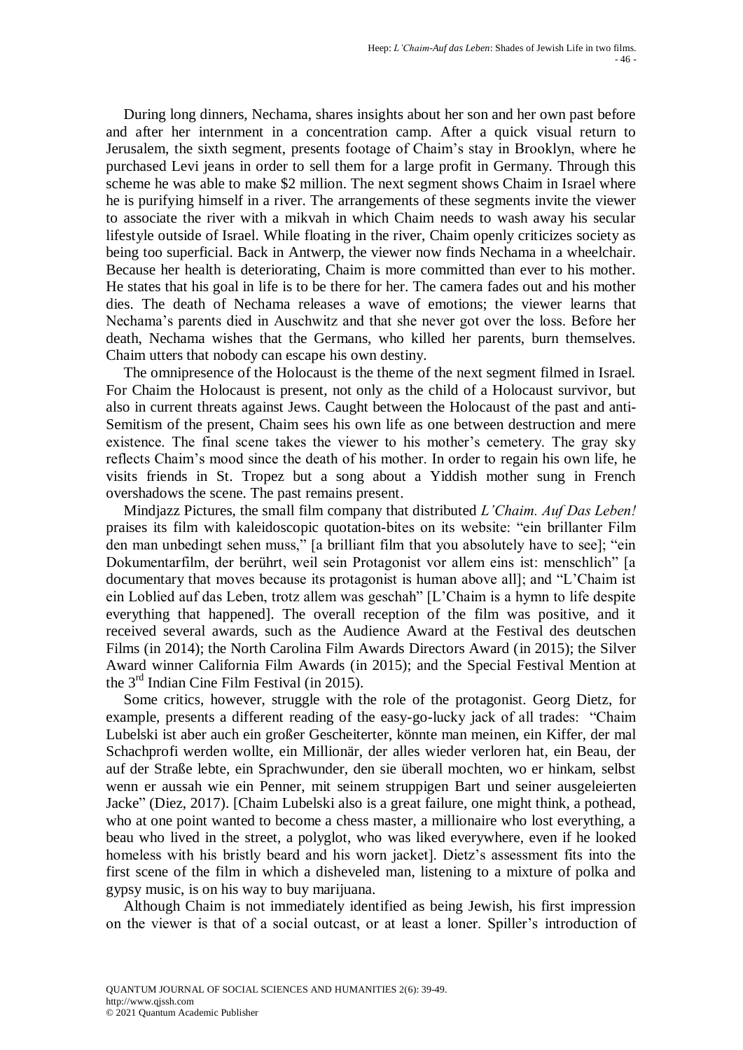During long dinners, Nechama, shares insights about her son and her own past before and after her internment in a concentration camp. After a quick visual return to Jerusalem, the sixth segment, presents footage of Chaim's stay in Brooklyn, where he purchased Levi jeans in order to sell them for a large profit in Germany. Through this scheme he was able to make $2 million. The next segment shows Chaim in Israel where he is purifying himself in a river. The arrangements of these segments invite the viewer to associate the river with a mikvah in which Chaim needs to wash away his secular lifestyle outside of Israel. While floating in the river, Chaim openly criticizes society as being too superficial. Back in Antwerp, the viewer now finds Nechama in a wheelchair. Because her health is deteriorating, Chaim is more committed than ever to his mother. He states that his goal in life is to be there for her. The camera fades out and his mother dies. The death of Nechama releases a wave of emotions; the viewer learns that Nechama's parents died in Auschwitz and that she never got over the loss. Before her death, Nechama wishes that the Germans, who killed her parents, burn themselves. Chaim utters that nobody can escape his own destiny.

The omnipresence of the Holocaust is the theme of the next segment filmed in Israel. For Chaim the Holocaust is present, not only as the child of a Holocaust survivor, but also in current threats against Jews. Caught between the Holocaust of the past and anti-Semitism of the present, Chaim sees his own life as one between destruction and mere existence. The final scene takes the viewer to his mother's cemetery. The gray sky reflects Chaim's mood since the death of his mother. In order to regain his own life, he visits friends in St. Tropez but a song about a Yiddish mother sung in French overshadows the scene. The past remains present.

Mindjazz Pictures, the small film company that distributed *L'Chaim. Auf Das Leben!* praises its film with kaleidoscopic quotation-bites on its website: "ein brillanter Film den man unbedingt sehen muss," [a brilliant film that you absolutely have to see]; "ein Dokumentarfilm, der berührt, weil sein Protagonist vor allem eins ist: menschlich" [a documentary that moves because its protagonist is human above all]; and "L'Chaim ist ein Loblied auf das Leben, trotz allem was geschah" [L'Chaim is a hymn to life despite everything that happened]. The overall reception of the film was positive, and it received several awards, such as the Audience Award at the Festival des deutschen Films (in 2014); the North Carolina Film Awards Directors Award (in 2015); the Silver Award winner California Film Awards (in 2015); and the Special Festival Mention at the 3rd Indian Cine Film Festival (in 2015).

Some critics, however, struggle with the role of the protagonist. Georg Dietz, for example, presents a different reading of the easy-go-lucky jack of all trades: "Chaim Lubelski ist aber auch ein großer Gescheiterter, könnte man meinen, ein Kiffer, der mal Schachprofi werden wollte, ein Millionär, der alles wieder verloren hat, ein Beau, der auf der Straße lebte, ein Sprachwunder, den sie überall mochten, wo er hinkam, selbst wenn er aussah wie ein Penner, mit seinem struppigen Bart und seiner ausgeleierten Jacke" (Diez, 2017). [Chaim Lubelski also is a great failure, one might think, a pothead, who at one point wanted to become a chess master, a millionaire who lost everything, a beau who lived in the street, a polyglot, who was liked everywhere, even if he looked homeless with his bristly beard and his worn jacket]. Dietz's assessment fits into the first scene of the film in which a disheveled man, listening to a mixture of polka and gypsy music, is on his way to buy marijuana.

Although Chaim is not immediately identified as being Jewish, his first impression on the viewer is that of a social outcast, or at least a loner. Spiller's introduction of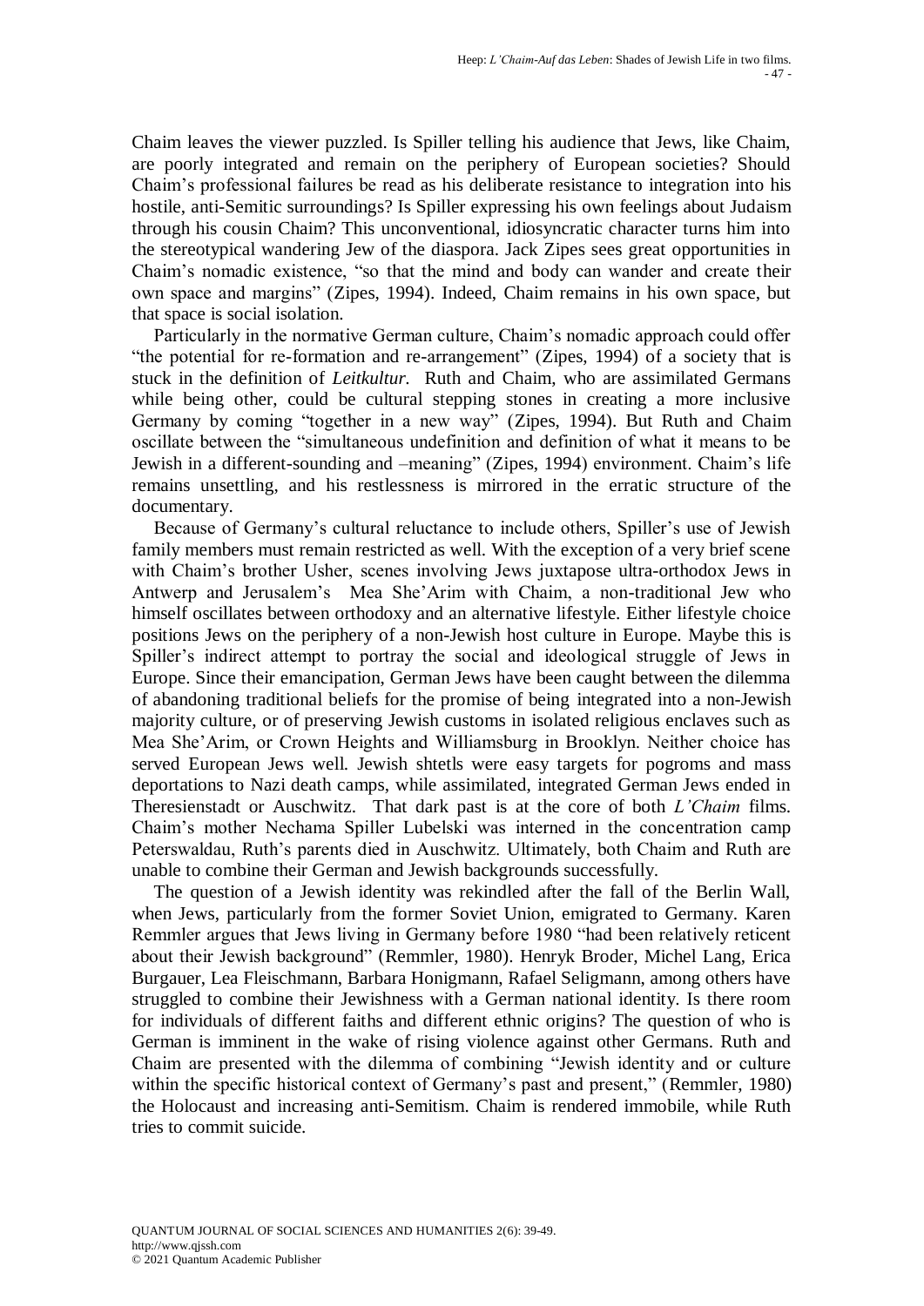Chaim leaves the viewer puzzled. Is Spiller telling his audience that Jews, like Chaim, are poorly integrated and remain on the periphery of European societies? Should Chaim's professional failures be read as his deliberate resistance to integration into his hostile, anti-Semitic surroundings? Is Spiller expressing his own feelings about Judaism through his cousin Chaim? This unconventional, idiosyncratic character turns him into the stereotypical wandering Jew of the diaspora. Jack Zipes sees great opportunities in Chaim's nomadic existence, "so that the mind and body can wander and create their own space and margins" (Zipes, 1994). Indeed, Chaim remains in his own space, but that space is social isolation.

Particularly in the normative German culture, Chaim's nomadic approach could offer "the potential for re-formation and re-arrangement" (Zipes, 1994) of a society that is stuck in the definition of *Leitkultur.* Ruth and Chaim, who are assimilated Germans while being other, could be cultural stepping stones in creating a more inclusive Germany by coming "together in a new way" (Zipes, 1994). But Ruth and Chaim oscillate between the "simultaneous undefinition and definition of what it means to be Jewish in a different-sounding and –meaning" (Zipes, 1994) environment. Chaim's life remains unsettling, and his restlessness is mirrored in the erratic structure of the documentary.

Because of Germany's cultural reluctance to include others, Spiller's use of Jewish family members must remain restricted as well. With the exception of a very brief scene with Chaim's brother Usher, scenes involving Jews juxtapose ultra-orthodox Jews in Antwerp and Jerusalem's Mea She'Arim with Chaim, a non-traditional Jew who himself oscillates between orthodoxy and an alternative lifestyle. Either lifestyle choice positions Jews on the periphery of a non-Jewish host culture in Europe. Maybe this is Spiller's indirect attempt to portray the social and ideological struggle of Jews in Europe. Since their emancipation, German Jews have been caught between the dilemma of abandoning traditional beliefs for the promise of being integrated into a non-Jewish majority culture, or of preserving Jewish customs in isolated religious enclaves such as Mea She'Arim, or Crown Heights and Williamsburg in Brooklyn. Neither choice has served European Jews well. Jewish shtetls were easy targets for pogroms and mass deportations to Nazi death camps, while assimilated, integrated German Jews ended in Theresienstadt or Auschwitz. That dark past is at the core of both *L'Chaim* films. Chaim's mother Nechama Spiller Lubelski was interned in the concentration camp Peterswaldau, Ruth's parents died in Auschwitz. Ultimately, both Chaim and Ruth are unable to combine their German and Jewish backgrounds successfully.

The question of a Jewish identity was rekindled after the fall of the Berlin Wall, when Jews, particularly from the former Soviet Union, emigrated to Germany. Karen Remmler argues that Jews living in Germany before 1980 "had been relatively reticent about their Jewish background" (Remmler, 1980). Henryk Broder, Michel Lang, Erica Burgauer, Lea Fleischmann, Barbara Honigmann, Rafael Seligmann, among others have struggled to combine their Jewishness with a German national identity. Is there room for individuals of different faiths and different ethnic origins? The question of who is German is imminent in the wake of rising violence against other Germans. Ruth and Chaim are presented with the dilemma of combining "Jewish identity and or culture within the specific historical context of Germany's past and present," (Remmler, 1980) the Holocaust and increasing anti-Semitism. Chaim is rendered immobile, while Ruth tries to commit suicide.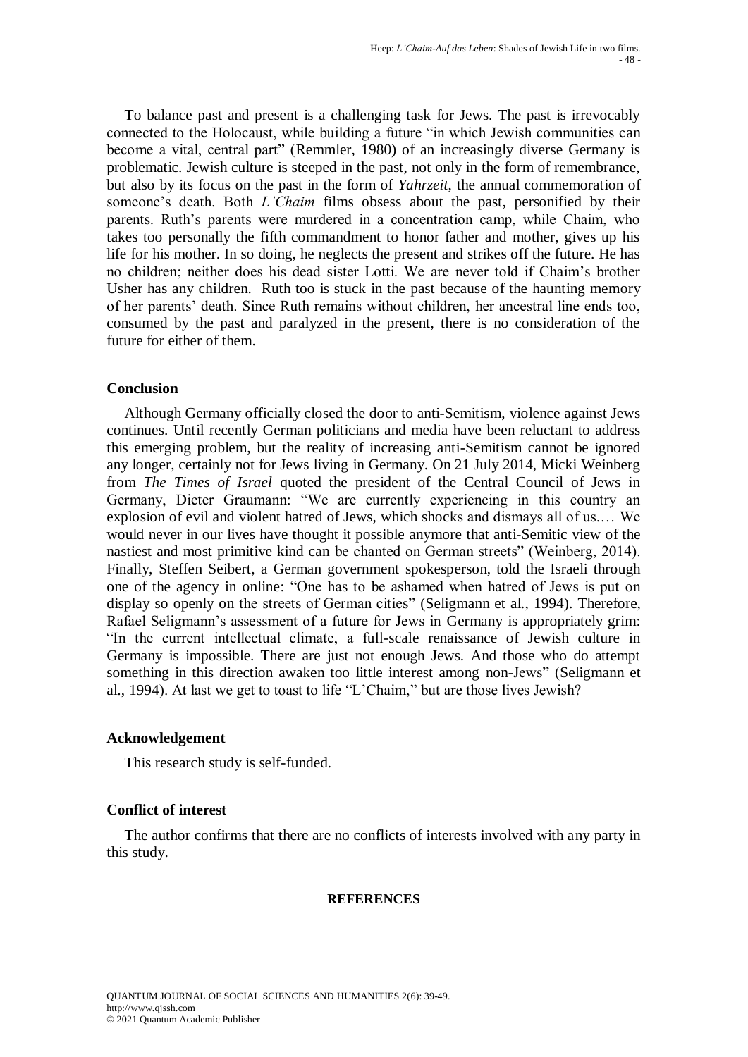To balance past and present is a challenging task for Jews. The past is irrevocably connected to the Holocaust, while building a future "in which Jewish communities can become a vital, central part" (Remmler, 1980) of an increasingly diverse Germany is problematic. Jewish culture is steeped in the past, not only in the form of remembrance, but also by its focus on the past in the form of *Yahrzeit*, the annual commemoration of someone's death. Both *L'Chaim* films obsess about the past, personified by their parents. Ruth's parents were murdered in a concentration camp, while Chaim, who takes too personally the fifth commandment to honor father and mother, gives up his life for his mother. In so doing, he neglects the present and strikes off the future. He has no children; neither does his dead sister Lotti. We are never told if Chaim's brother Usher has any children. Ruth too is stuck in the past because of the haunting memory of her parents' death. Since Ruth remains without children, her ancestral line ends too, consumed by the past and paralyzed in the present, there is no consideration of the future for either of them.

## Conclusion

Although Germany officially closed the door to anti-Semitism, violence against Jews continues. Until recently German politicians and media have been reluctant to address this emerging problem, but the reality of increasing anti-Semitism cannot be ignored any longer, certainly not for Jews living in Germany. On 21 July 2014, Micki Weinberg from *The Times of Israel* quoted the president of the Central Council of Jews in Germany, Dieter Graumann: "We are currently experiencing in this country an explosion of evil and violent hatred of Jews, which shocks and dismays all of us.… We would never in our lives have thought it possible anymore that anti-Semitic view of the nastiest and most primitive kind can be chanted on German streets" (Weinberg, 2014). Finally, Steffen Seibert, a German government spokesperson, told the Israeli through one of the agency in online: "One has to be ashamed when hatred of Jews is put on display so openly on the streets of German cities" (Seligmann et al., 1994). Therefore, Rafael Seligmann's assessment of a future for Jews in Germany is appropriately grim: "In the current intellectual climate, a full-scale renaissance of Jewish culture in Germany is impossible. There are just not enough Jews. And those who do attempt something in this direction awaken too little interest among non-Jews" (Seligmann et al., 1994). At last we get to toast to life "L'Chaim," but are those lives Jewish?

## Acknowledgement

This research study is self-funded.

## Conflict of interest

The author confirms that there are no conflicts of interests involved with any party in this study.

## REFERENCES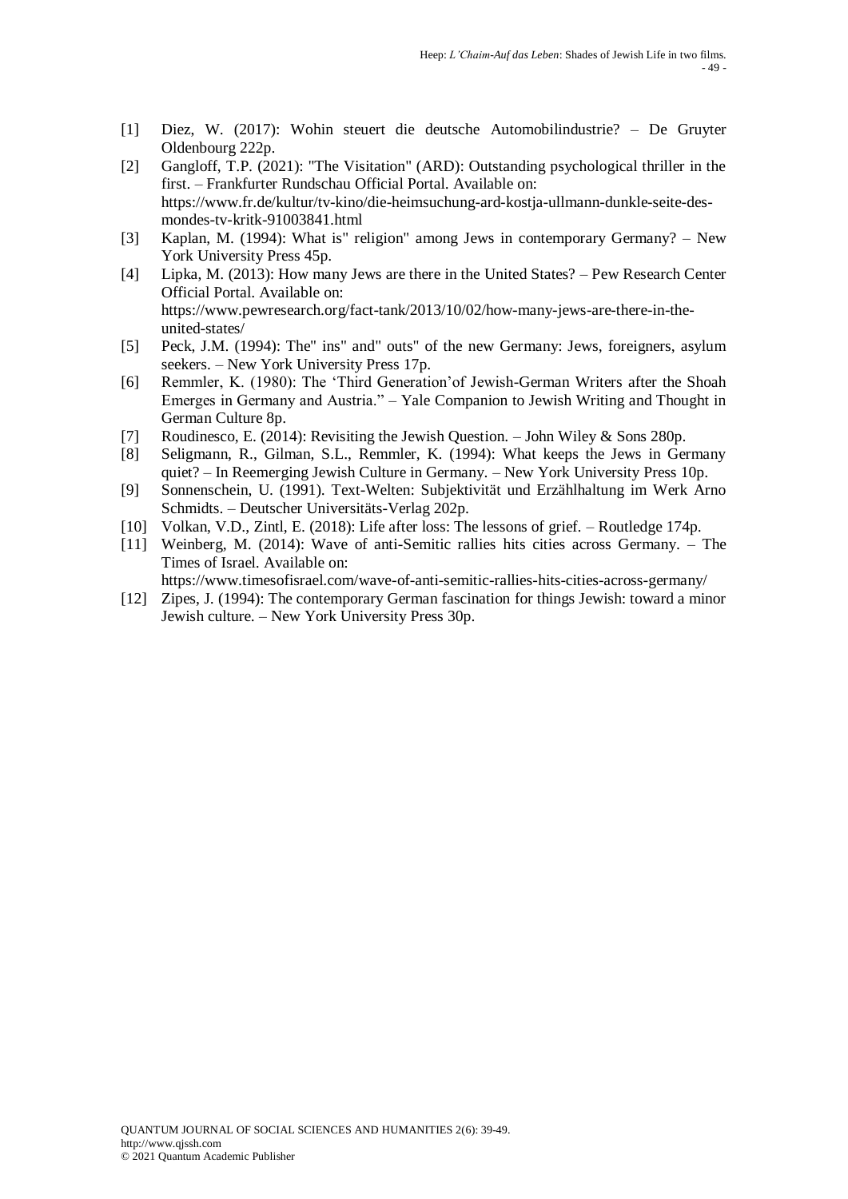[1] Diez, W. (2017): Wohin steuert die deutsche Automobilindustrie? – De Gruyter Oldenbourg 222p.

[2] Gangloff, T.P. (2021): "The Visitation" (ARD): Outstanding psychological thriller in the first. – Frankfurter Rundschau Official Portal. Available on: https://www.fr.de/kultur/tv-kino/die-heimsuchung-ard-kostja-ullmann-dunkle-seite-des-mondes-tv-kritk-91003841.html

[3] Kaplan, M. (1994): What is" religion" among Jews in contemporary Germany? – New York University Press 45p.

[4] Lipka, M. (2013): How many Jews are there in the United States? – Pew Research Center Official Portal. Available on: https://www.pewresearch.org/fact-tank/2013/10/02/how-many-jews-are-there-in-the-united-states/

[5] Peck, J.M. (1994): The" ins" and" outs" of the new Germany: Jews, foreigners, asylum seekers. – New York University Press 17p.

[6] Remmler, K. (1980): The 'Third Generation'of Jewish-German Writers after the Shoah Emerges in Germany and Austria." – Yale Companion to Jewish Writing and Thought in German Culture 8p.

[7] Roudinesco, E. (2014): Revisiting the Jewish Question. – John Wiley & Sons 280p.

[8] Seligmann, R., Gilman, S.L., Remmler, K. (1994): What keeps the Jews in Germany quiet? – In Reemerging Jewish Culture in Germany. – New York University Press 10p.

[9] Sonnenschein, U. (1991). Text-Welten: Subjektivität und Erzählhaltung im Werk Arno Schmidts. – Deutscher Universitäts-Verlag 202p.

[10] Volkan, V.D., Zintl, E. (2018): Life after loss: The lessons of grief. – Routledge 174p.

[11] Weinberg, M. (2014): Wave of anti-Semitic rallies hits cities across Germany. – The Times of Israel. Available on: https://www.timesofisrael.com/wave-of-anti-semitic-rallies-hits-cities-across-germany/

[12] Zipes, J. (1994): The contemporary German fascination for things Jewish: toward a minor Jewish culture. – New York University Press 30p.